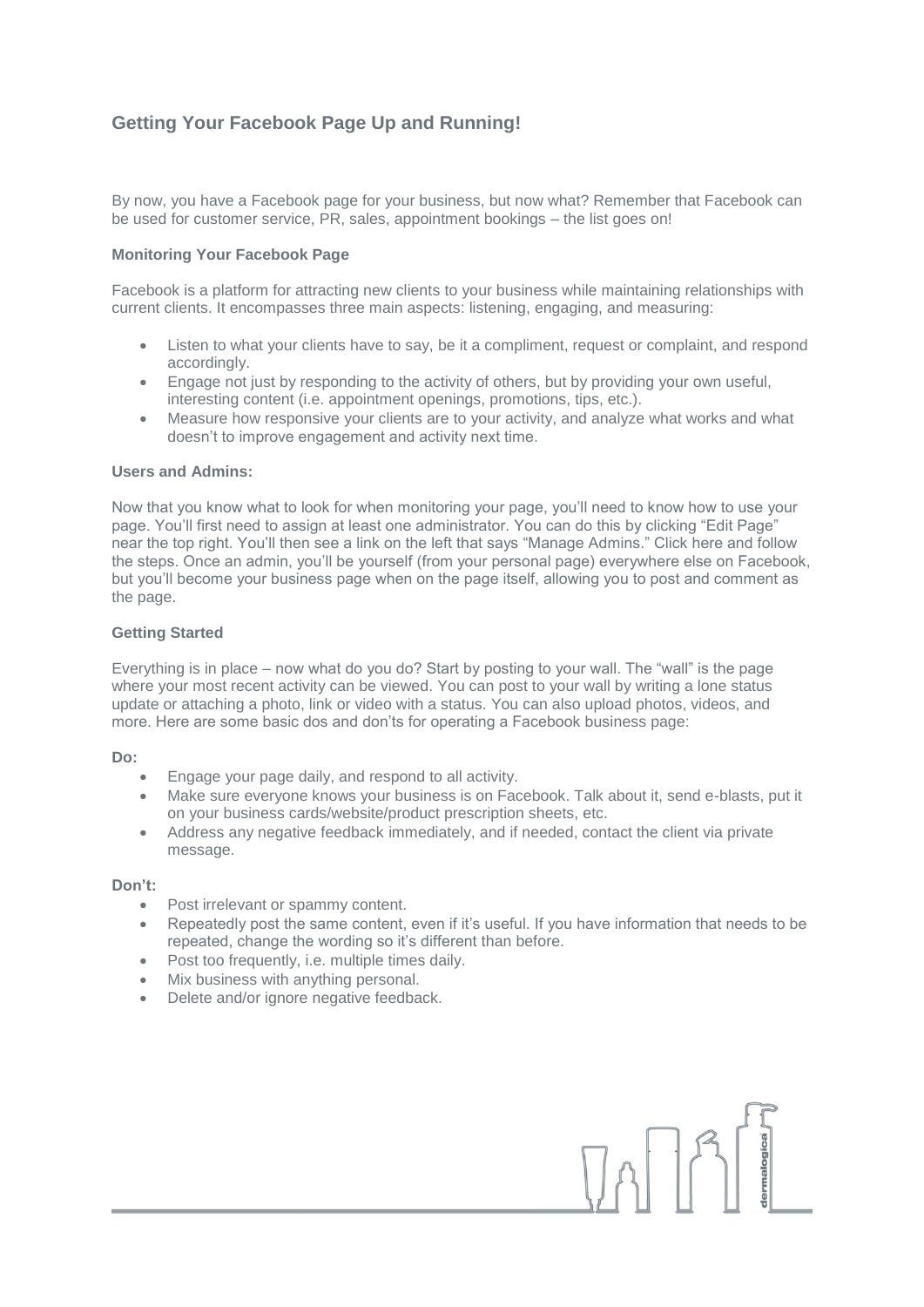## Getting Your Facebook Page Up and Running!

By now, you have a Facebook page for your business, but now what? Remember that Facebook can be used for customer service, PR, sales, appointment bookings – the list goes on!

### Monitoring Your Facebook Page

Facebook is a platform for attracting new clients to your business while maintaining relationships with current clients. It encompasses three main aspects: listening, engaging, and measuring:

- Listen to what your clients have to say, be it a compliment, request or complaint, and respond accordingly.
- Engage not just by responding to the activity of others, but by providing your own useful, interesting content (i.e. appointment openings, promotions, tips, etc.).
- Measure how responsive your clients are to your activity, and analyze what works and what doesn't to improve engagement and activity next time.

### Users and Admins:

Now that you know what to look for when monitoring your page, you'll need to know how to use your page. You'll first need to assign at least one administrator. You can do this by clicking "Edit Page" near the top right. You'll then see a link on the left that says "Manage Admins." Click here and follow the steps. Once an admin, you'll be yourself (from your personal page) everywhere else on Facebook, but you'll become your business page when on the page itself, allowing you to post and comment as the page.

### Getting Started

Everything is in place – now what do you do? Start by posting to your wall. The "wall" is the page where your most recent activity can be viewed. You can post to your wall by writing a lone status update or attaching a photo, link or video with a status. You can also upload photos, videos, and more. Here are some basic dos and don'ts for operating a Facebook business page:

**Do:**

- Engage your page daily, and respond to all activity.
- Make sure everyone knows your business is on Facebook. Talk about it, send e-blasts, put it on your business cards/website/product prescription sheets, etc.
- Address any negative feedback immediately, and if needed, contact the client via private message.

**Don't:**

- Post irrelevant or spammy content.
- Repeatedly post the same content, even if it's useful. If you have information that needs to be repeated, change the wording so it's different than before.
- Post too frequently, i.e. multiple times daily.
- Mix business with anything personal.
- Delete and/or ignore negative feedback.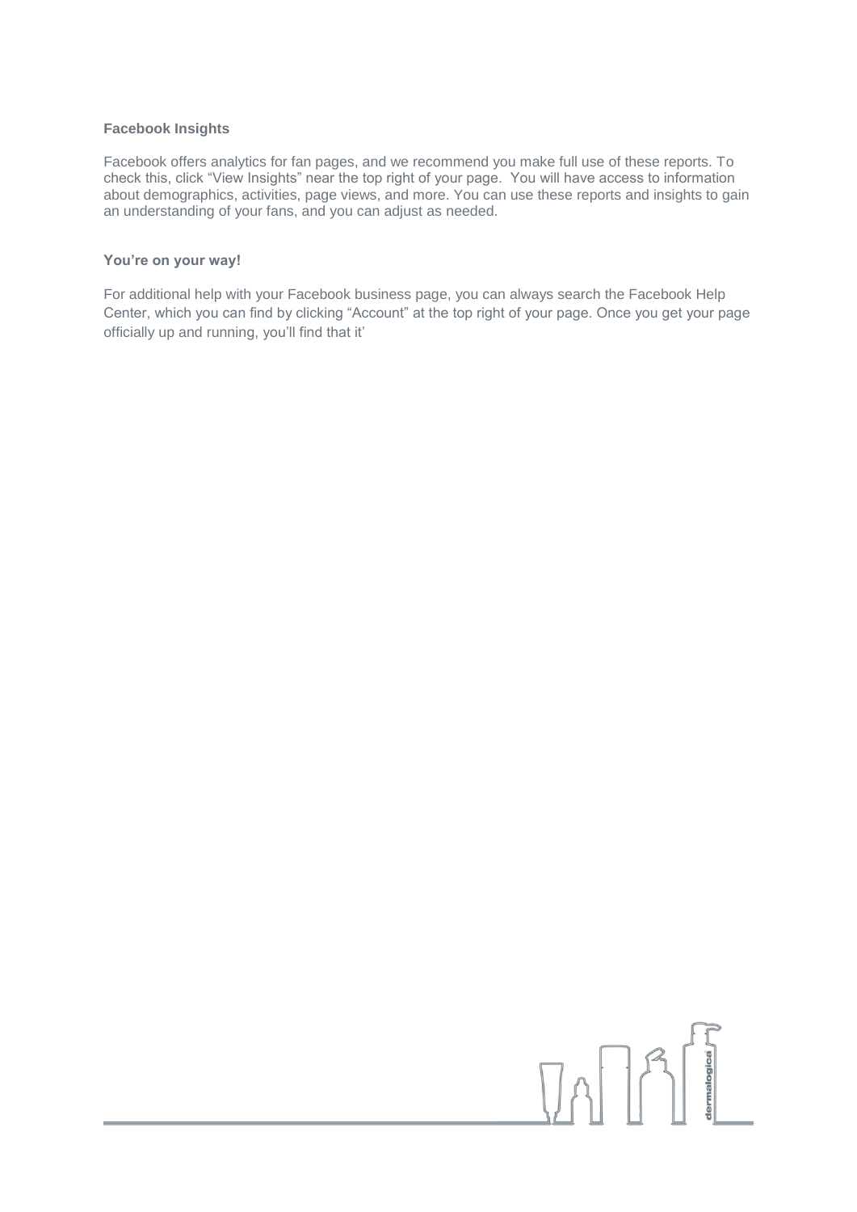**Facebook Insights**

Facebook offers analytics for fan pages, and we recommend you make full use of these reports. To check this, click "View Insights" near the top right of your page. You will have access to information about demographics, activities, page views, and more. You can use these reports and insights to gain an understanding of your fans, and you can adjust as needed.

**You're on your way!**

For additional help with your Facebook business page, you can always search the Facebook Help Center, which you can find by clicking "Account" at the top right of your page. Once you get your page officially up and running, you'll find that it'